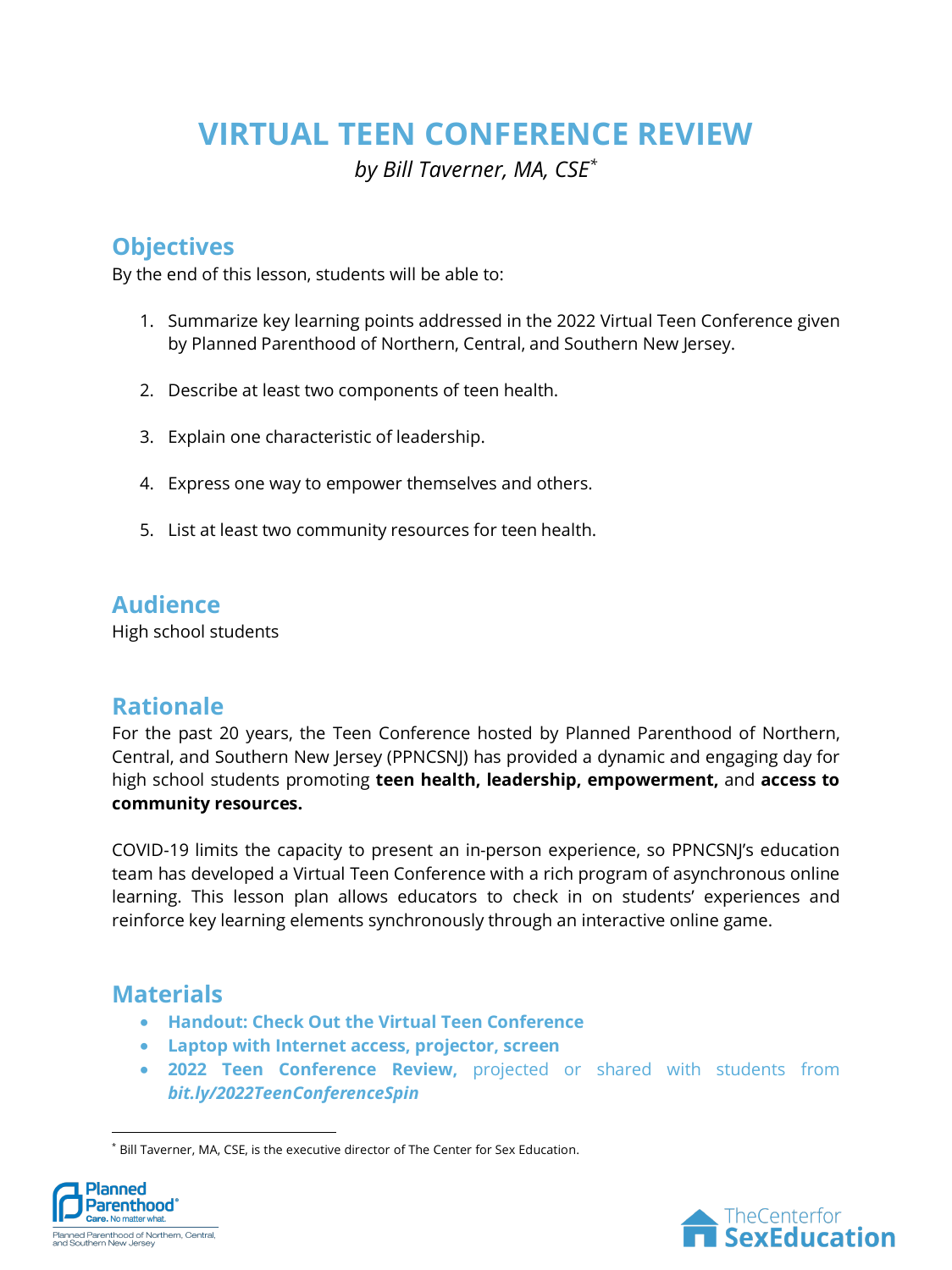# VIRTUAL TEEN CONFERENCE REVIEW

*by Bill Taverner, MA, CSE[*]*

## Objectives

By the end of this lesson, students will be able to:

1. Summarize key learning points addressed in the 2022 Virtual Teen Conference given by Planned Parenthood of Northern, Central, and Southern New Jersey.

2. Describe at least two components of teen health.

3. Explain one characteristic of leadership.

4. Express one way to empower themselves and others.

5. List at least two community resources for teen health.

## Audience

High school students

## Rationale

For the past 20 years, the Teen Conference hosted by Planned Parenthood of Northern, Central, and Southern New Jersey (PPNCSNJ) has provided a dynamic and engaging day for high school students promoting **teen health, leadership, empowerment,** and **access to community resources.**

COVID-19 limits the capacity to present an in-person experience, so PPNCSNJ's education team has developed a Virtual Teen Conference with a rich program of asynchronous online learning. This lesson plan allows educators to check in on students' experiences and reinforce key learning elements synchronously through an interactive online game.

## Materials

- **Handout: Check Out the Virtual Teen Conference**
- **Laptop with Internet access, projector, screen**
- **2022 Teen Conference Review,** projected or shared with students from ***bit.ly/2022TeenConferenceSpin***

[*] Bill Taverner, MA, CSE, is the executive director of The Center for Sex Education.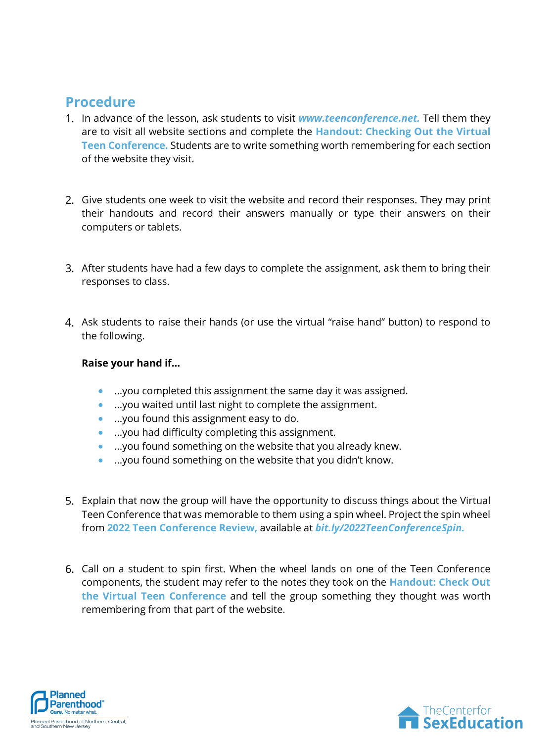## Procedure

1. In advance of the lesson, ask students to visit ***www.teenconference.net.*** Tell them they are to visit all website sections and complete the **Handout: Checking Out the Virtual Teen Conference.** Students are to write something worth remembering for each section of the website they visit.

2. Give students one week to visit the website and record their responses. They may print their handouts and record their answers manually or type their answers on their computers or tablets.

3. After students have had a few days to complete the assignment, ask them to bring their responses to class.

4. Ask students to raise their hands (or use the virtual "raise hand" button) to respond to the following.

   **Raise your hand if...**

   - ...you completed this assignment the same day it was assigned.
   - ...you waited until last night to complete the assignment.
   - ...you found this assignment easy to do.
   - ...you had difficulty completing this assignment.
   - ...you found something on the website that you already knew.
   - ...you found something on the website that you didn't know.

5. Explain that now the group will have the opportunity to discuss things about the Virtual Teen Conference that was memorable to them using a spin wheel. Project the spin wheel from **2022 Teen Conference Review,** available at ***bit.ly/2022TeenConferenceSpin.***

6. Call on a student to spin first. When the wheel lands on one of the Teen Conference components, the student may refer to the notes they took on the **Handout: Check Out the Virtual Teen Conference** and tell the group something they thought was worth remembering from that part of the website.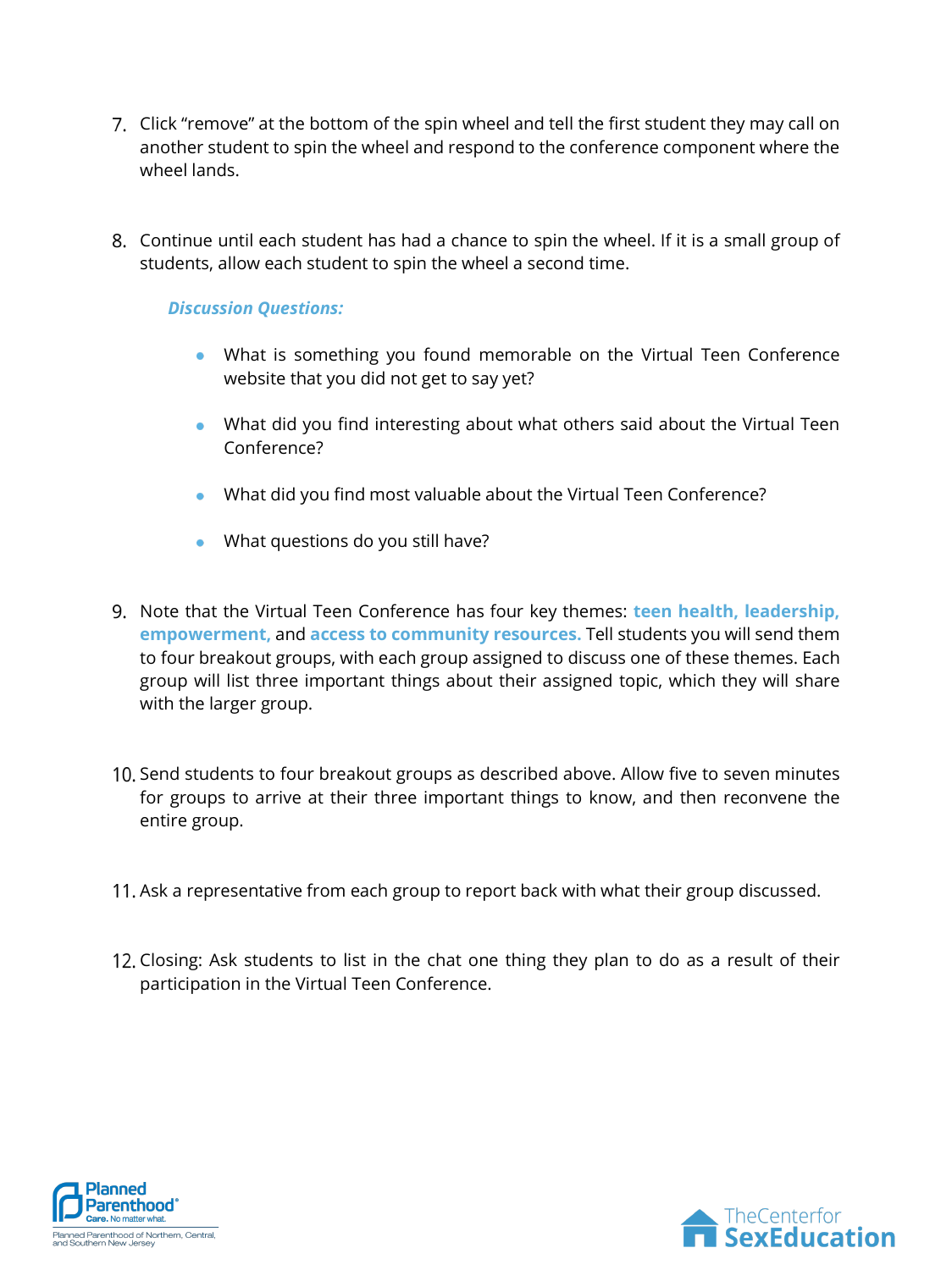7. Click "remove" at the bottom of the spin wheel and tell the first student they may call on another student to spin the wheel and respond to the conference component where the wheel lands.

8. Continue until each student has had a chance to spin the wheel. If it is a small group of students, allow each student to spin the wheel a second time.

   ***Discussion Questions:***

   - What is something you found memorable on the Virtual Teen Conference website that you did not get to say yet?
   - What did you find interesting about what others said about the Virtual Teen Conference?
   - What did you find most valuable about the Virtual Teen Conference?
   - What questions do you still have?

9. Note that the Virtual Teen Conference has four key themes: **teen health, leadership, empowerment,** and **access to community resources.** Tell students you will send them to four breakout groups, with each group assigned to discuss one of these themes. Each group will list three important things about their assigned topic, which they will share with the larger group.

10. Send students to four breakout groups as described above. Allow five to seven minutes for groups to arrive at their three important things to know, and then reconvene the entire group.

11. Ask a representative from each group to report back with what their group discussed.

12. Closing: Ask students to list in the chat one thing they plan to do as a result of their participation in the Virtual Teen Conference.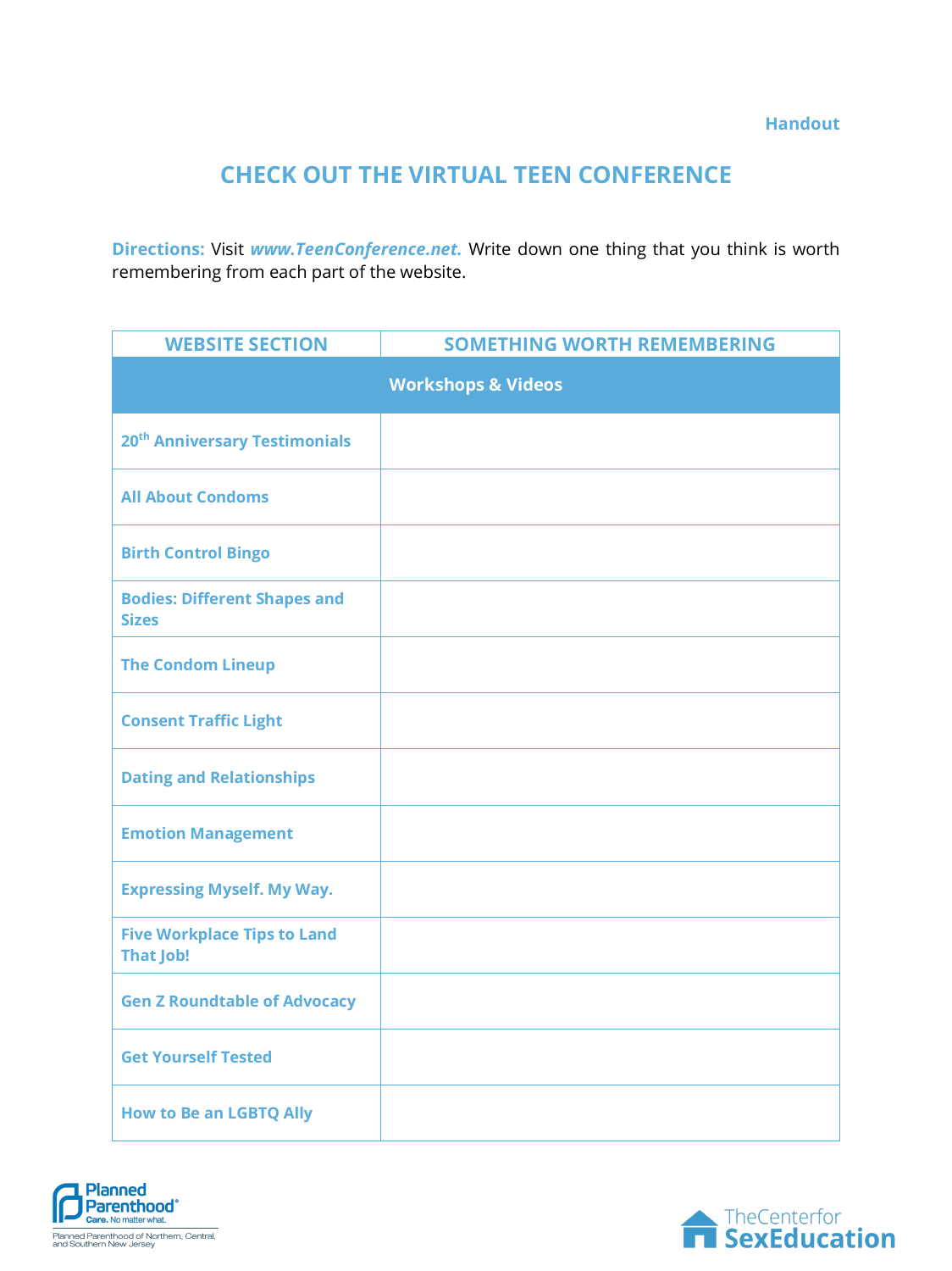Handout

# CHECK OUT THE VIRTUAL TEEN CONFERENCE

**Directions:** Visit ***www.TeenConference.net.*** Write down one thing that you think is worth remembering from each part of the website.

| WEBSITE SECTION | SOMETHING WORTH REMEMBERING |
|---|---|
| **Workshops & Videos** | |
| 20th Anniversary Testimonials | |
| All About Condoms | |
| Birth Control Bingo | |
| Bodies: Different Shapes and Sizes | |
| The Condom Lineup | |
| Consent Traffic Light | |
| Dating and Relationships | |
| Emotion Management | |
| Expressing Myself. My Way. | |
| Five Workplace Tips to Land That Job! | |
| Gen Z Roundtable of Advocacy | |
| Get Yourself Tested | |
| How to Be an LGBTQ Ally | |

Planned Parenthood® Care. No matter what. Planned Parenthood of Northern, Central, and Southern New Jersey

The Center for SexEducation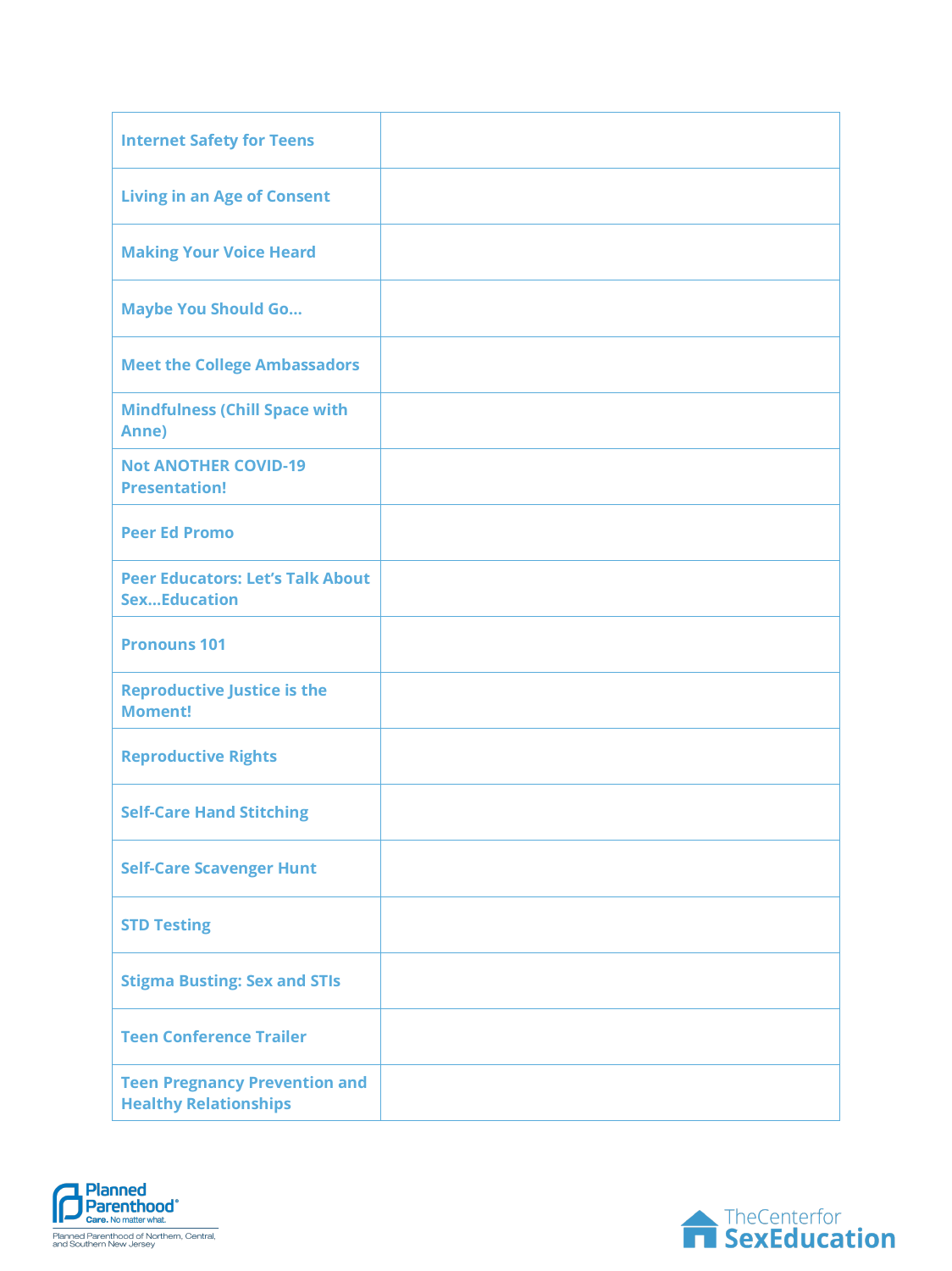| | |
|---|---|
| **Internet Safety for Teens** | |
| **Living in an Age of Consent** | |
| **Making Your Voice Heard** | |
| **Maybe You Should Go...** | |
| **Meet the College Ambassadors** | |
| **Mindfulness (Chill Space with Anne)** | |
| **Not ANOTHER COVID-19 Presentation!** | |
| **Peer Ed Promo** | |
| **Peer Educators: Let's Talk About Sex...Education** | |
| **Pronouns 101** | |
| **Reproductive Justice is the Moment!** | |
| **Reproductive Rights** | |
| **Self-Care Hand Stitching** | |
| **Self-Care Scavenger Hunt** | |
| **STD Testing** | |
| **Stigma Busting: Sex and STIs** | |
| **Teen Conference Trailer** | |
| **Teen Pregnancy Prevention and Healthy Relationships** | |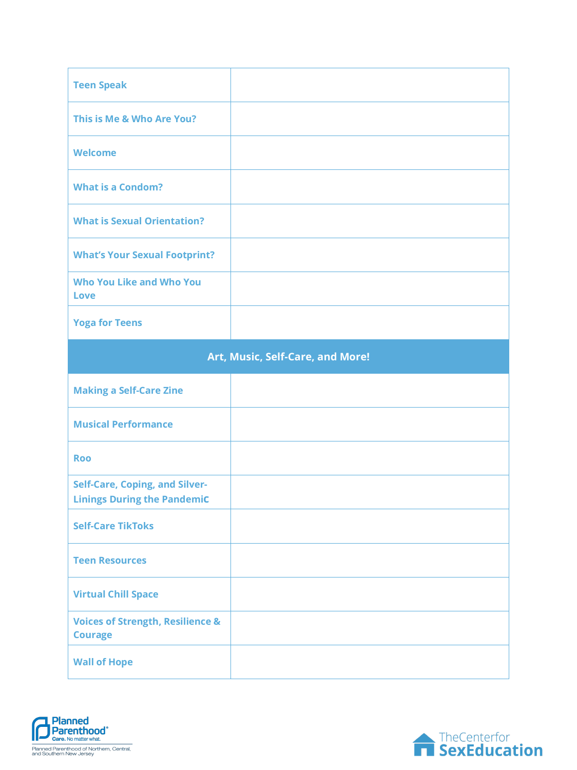| | |
|---|---|
| Teen Speak | |
| This is Me & Who Are You? | |
| Welcome | |
| What is a Condom? | |
| What is Sexual Orientation? | |
| What's Your Sexual Footprint? | |
| Who You Like and Who You Love | |
| Yoga for Teens | |
| **Art, Music, Self-Care, and More!** | |
| Making a Self-Care Zine | |
| Musical Performance | |
| Roo | |
| Self-Care, Coping, and Silver-Linings During the Pandemic | |
| Self-Care TikToks | |
| Teen Resources | |
| Virtual Chill Space | |
| Voices of Strength, Resilience & Courage | |
| Wall of Hope | |

Planned Parenthood® Care. No matter what.
Planned Parenthood of Northern, Central, and Southern New Jersey

The Center for SexEducation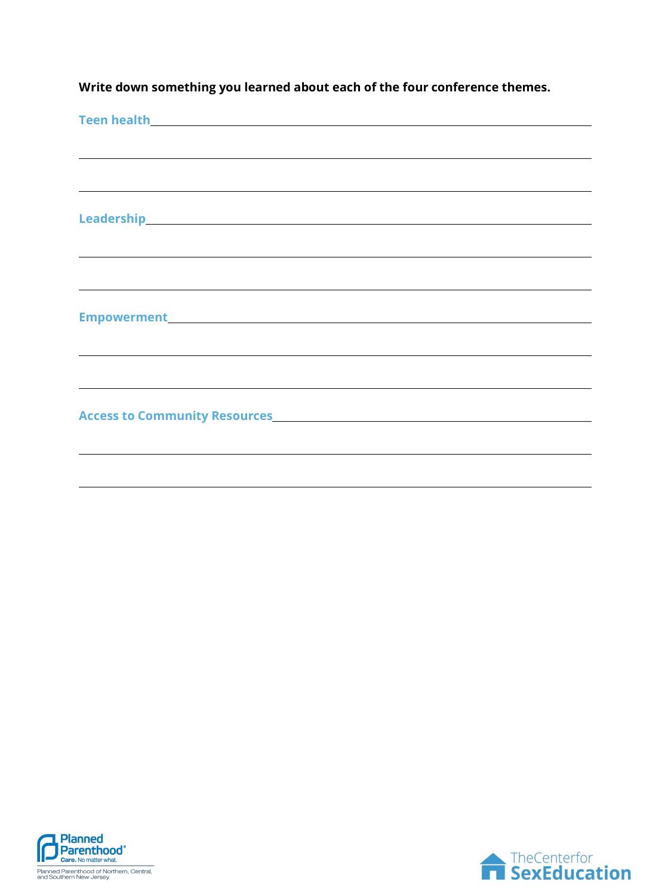**Write down something you learned about each of the four conference themes.**

**Teen health** ______________________________________________

______________________________________________

______________________________________________

**Leadership** ______________________________________________

______________________________________________

______________________________________________

**Empowerment** ______________________________________________

______________________________________________

______________________________________________

**Access to Community Resources** ______________________________________________

______________________________________________

______________________________________________

Planned Parenthood® Care. No matter what.
Planned Parenthood of Northern, Central, and Southern New Jersey

The Center for SexEducation